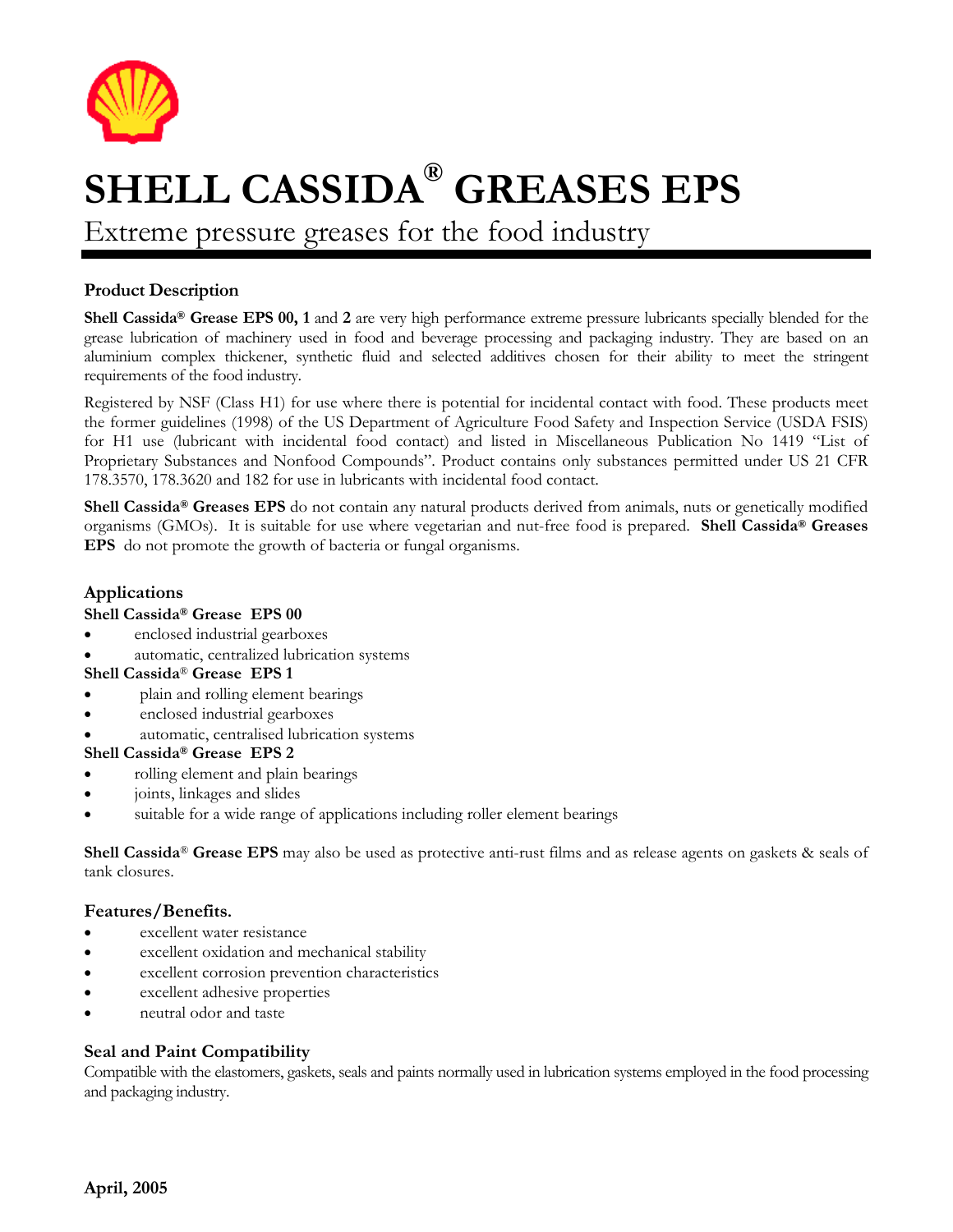# SHELL CASSIDA® GREASES EPS

Extreme pressure greases for the food industry

### Product Description

**Shell Cassida® Grease EPS 00, 1** and **2** are very high performance extreme pressure lubricants specially blended for the grease lubrication of machinery used in food and beverage processing and packaging industry. They are based on an aluminium complex thickener, synthetic fluid and selected additives chosen for their ability to meet the stringent requirements of the food industry.

Registered by NSF (Class H1) for use where there is potential for incidental contact with food. These products meet the former guidelines (1998) of the US Department of Agriculture Food Safety and Inspection Service (USDA FSIS) for H1 use (lubricant with incidental food contact) and listed in Miscellaneous Publication No 1419 "List of Proprietary Substances and Nonfood Compounds". Product contains only substances permitted under US 21 CFR 178.3570, 178.3620 and 182 for use in lubricants with incidental food contact.

**Shell Cassida® Greases EPS** do not contain any natural products derived from animals, nuts or genetically modified organisms (GMOs). It is suitable for use where vegetarian and nut-free food is prepared. **Shell Cassida® Greases EPS** do not promote the growth of bacteria or fungal organisms.

### Applications

**Shell Cassida® Grease EPS 00**

- enclosed industrial gearboxes
- automatic, centralized lubrication systems

**Shell Cassida® Grease EPS 1**

- plain and rolling element bearings
- enclosed industrial gearboxes
- automatic, centralised lubrication systems

**Shell Cassida® Grease EPS 2**

- rolling element and plain bearings
- joints, linkages and slides
- suitable for a wide range of applications including roller element bearings

**Shell Cassida® Grease EPS** may also be used as protective anti-rust films and as release agents on gaskets & seals of tank closures.

### Features/Benefits.

- excellent water resistance
- excellent oxidation and mechanical stability
- excellent corrosion prevention characteristics
- excellent adhesive properties
- neutral odor and taste

### Seal and Paint Compatibility

Compatible with the elastomers, gaskets, seals and paints normally used in lubrication systems employed in the food processing and packaging industry.

**April, 2005**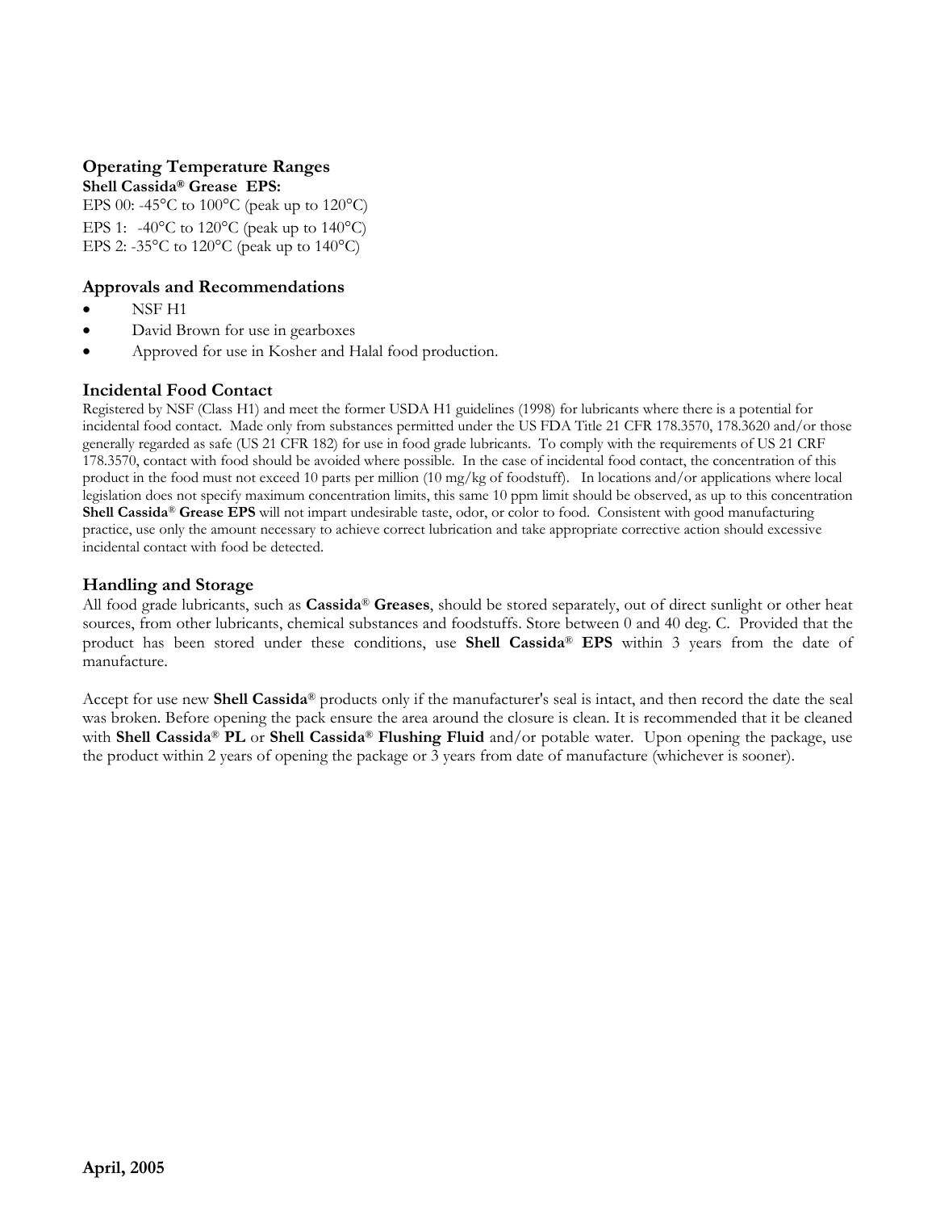## Operating Temperature Ranges

**Shell Cassida® Grease EPS:**

EPS 00: -45°C to 100°C (peak up to 120°C)

EPS 1: -40°C to 120°C (peak up to 140°C)

EPS 2: -35°C to 120°C (peak up to 140°C)

## Approvals and Recommendations

- NSF H1
- David Brown for use in gearboxes
- Approved for use in Kosher and Halal food production.

## Incidental Food Contact

Registered by NSF (Class H1) and meet the former USDA H1 guidelines (1998) for lubricants where there is a potential for incidental food contact. Made only from substances permitted under the US FDA Title 21 CFR 178.3570, 178.3620 and/or those generally regarded as safe (US 21 CFR 182) for use in food grade lubricants. To comply with the requirements of US 21 CRF 178.3570, contact with food should be avoided where possible. In the case of incidental food contact, the concentration of this product in the food must not exceed 10 parts per million (10 mg/kg of foodstuff). In locations and/or applications where local legislation does not specify maximum concentration limits, this same 10 ppm limit should be observed, as up to this concentration **Shell Cassida® Grease EPS** will not impart undesirable taste, odor, or color to food. Consistent with good manufacturing practice, use only the amount necessary to achieve correct lubrication and take appropriate corrective action should excessive incidental contact with food be detected.

## Handling and Storage

All food grade lubricants, such as **Cassida® Greases**, should be stored separately, out of direct sunlight or other heat sources, from other lubricants, chemical substances and foodstuffs. Store between 0 and 40 deg. C. Provided that the product has been stored under these conditions, use **Shell Cassida® EPS** within 3 years from the date of manufacture.

Accept for use new **Shell Cassida®** products only if the manufacturer's seal is intact, and then record the date the seal was broken. Before opening the pack ensure the area around the closure is clean. It is recommended that it be cleaned with **Shell Cassida® PL** or **Shell Cassida® Flushing Fluid** and/or potable water. Upon opening the package, use the product within 2 years of opening the package or 3 years from date of manufacture (whichever is sooner).

**April, 2005**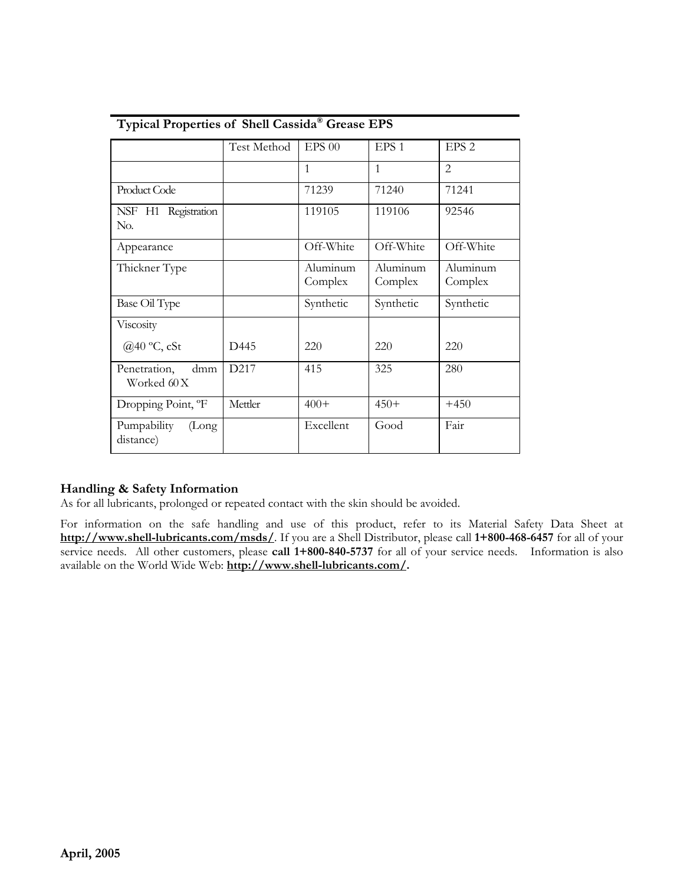**Typical Properties of Shell Cassida® Grease EPS**

| | Test Method | EPS 00 | EPS 1 | EPS 2 |
|---|---|---|---|---|
| | | 1 | 1 | 2 |
| Product Code | | 71239 | 71240 | 71241 |
| NSF H1 Registration No. | | 119105 | 119106 | 92546 |
| Appearance | | Off-White | Off-White | Off-White |
| Thickner Type | | Aluminum Complex | Aluminum Complex | Aluminum Complex |
| Base Oil Type | | Synthetic | Synthetic | Synthetic |
| Viscosity @40 ºC, cSt | D445 | 220 | 220 | 220 |
| Penetration, dmm Worked 60 X | D217 | 415 | 325 | 280 |
| Dropping Point, ºF | Mettler | 400+ | 450+ | +450 |
| Pumpability (Long distance) | | Excellent | Good | Fair |

### Handling & Safety Information

As for all lubricants, prolonged or repeated contact with the skin should be avoided.

For information on the safe handling and use of this product, refer to its Material Safety Data Sheet at **http://www.shell-lubricants.com/msds/**. If you are a Shell Distributor, please call **1+800-468-6457** for all of your service needs. All other customers, please **call 1+800-840-5737** for all of your service needs. Information is also available on the World Wide Web: **http://www.shell-lubricants.com/.**

**April, 2005**